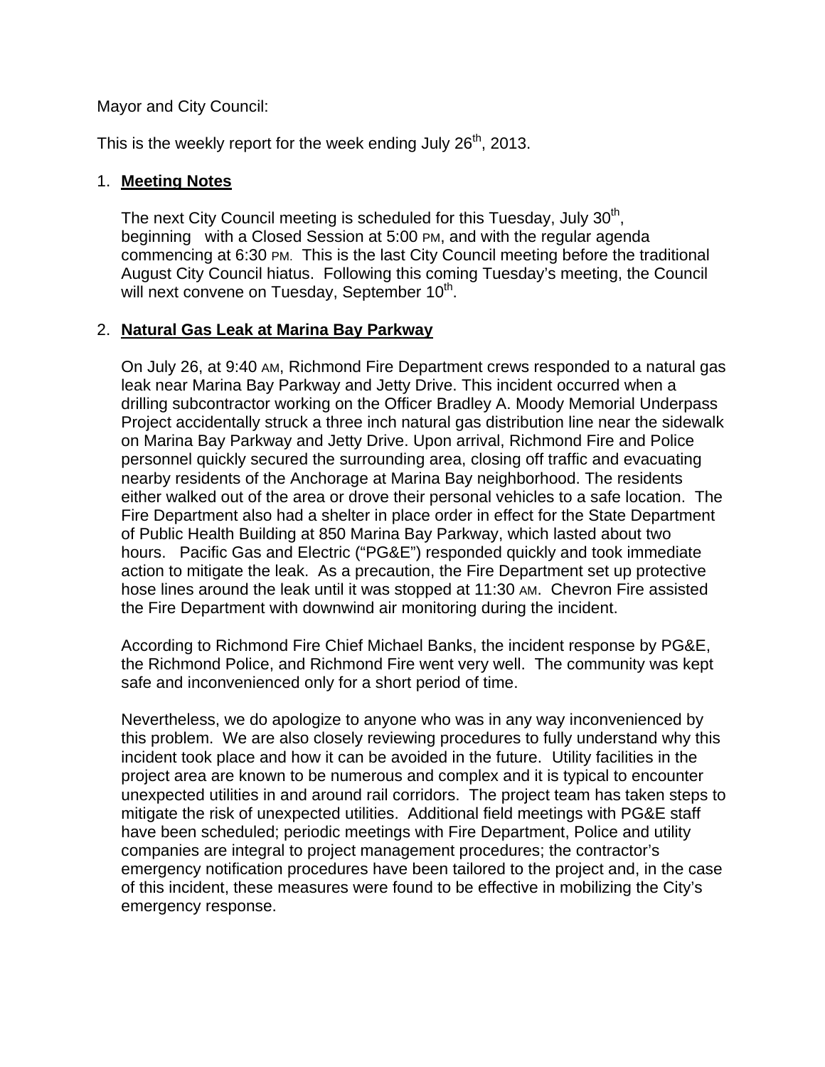Mayor and City Council:

This is the weekly report for the week ending July 26th, 2013.

1. **Meeting Notes**

   The next City Council meeting is scheduled for this Tuesday, July 30th, beginning with a Closed Session at 5:00 PM, and with the regular agenda commencing at 6:30 PM. This is the last City Council meeting before the traditional August City Council hiatus. Following this coming Tuesday's meeting, the Council will next convene on Tuesday, September 10th.

2. **Natural Gas Leak at Marina Bay Parkway**

   On July 26, at 9:40 AM, Richmond Fire Department crews responded to a natural gas leak near Marina Bay Parkway and Jetty Drive. This incident occurred when a drilling subcontractor working on the Officer Bradley A. Moody Memorial Underpass Project accidentally struck a three inch natural gas distribution line near the sidewalk on Marina Bay Parkway and Jetty Drive. Upon arrival, Richmond Fire and Police personnel quickly secured the surrounding area, closing off traffic and evacuating nearby residents of the Anchorage at Marina Bay neighborhood. The residents either walked out of the area or drove their personal vehicles to a safe location. The Fire Department also had a shelter in place order in effect for the State Department of Public Health Building at 850 Marina Bay Parkway, which lasted about two hours. Pacific Gas and Electric ("PG&E") responded quickly and took immediate action to mitigate the leak. As a precaution, the Fire Department set up protective hose lines around the leak until it was stopped at 11:30 AM. Chevron Fire assisted the Fire Department with downwind air monitoring during the incident.

   According to Richmond Fire Chief Michael Banks, the incident response by PG&E, the Richmond Police, and Richmond Fire went very well. The community was kept safe and inconvenienced only for a short period of time.

   Nevertheless, we do apologize to anyone who was in any way inconvenienced by this problem. We are also closely reviewing procedures to fully understand why this incident took place and how it can be avoided in the future. Utility facilities in the project area are known to be numerous and complex and it is typical to encounter unexpected utilities in and around rail corridors. The project team has taken steps to mitigate the risk of unexpected utilities. Additional field meetings with PG&E staff have been scheduled; periodic meetings with Fire Department, Police and utility companies are integral to project management procedures; the contractor's emergency notification procedures have been tailored to the project and, in the case of this incident, these measures were found to be effective in mobilizing the City's emergency response.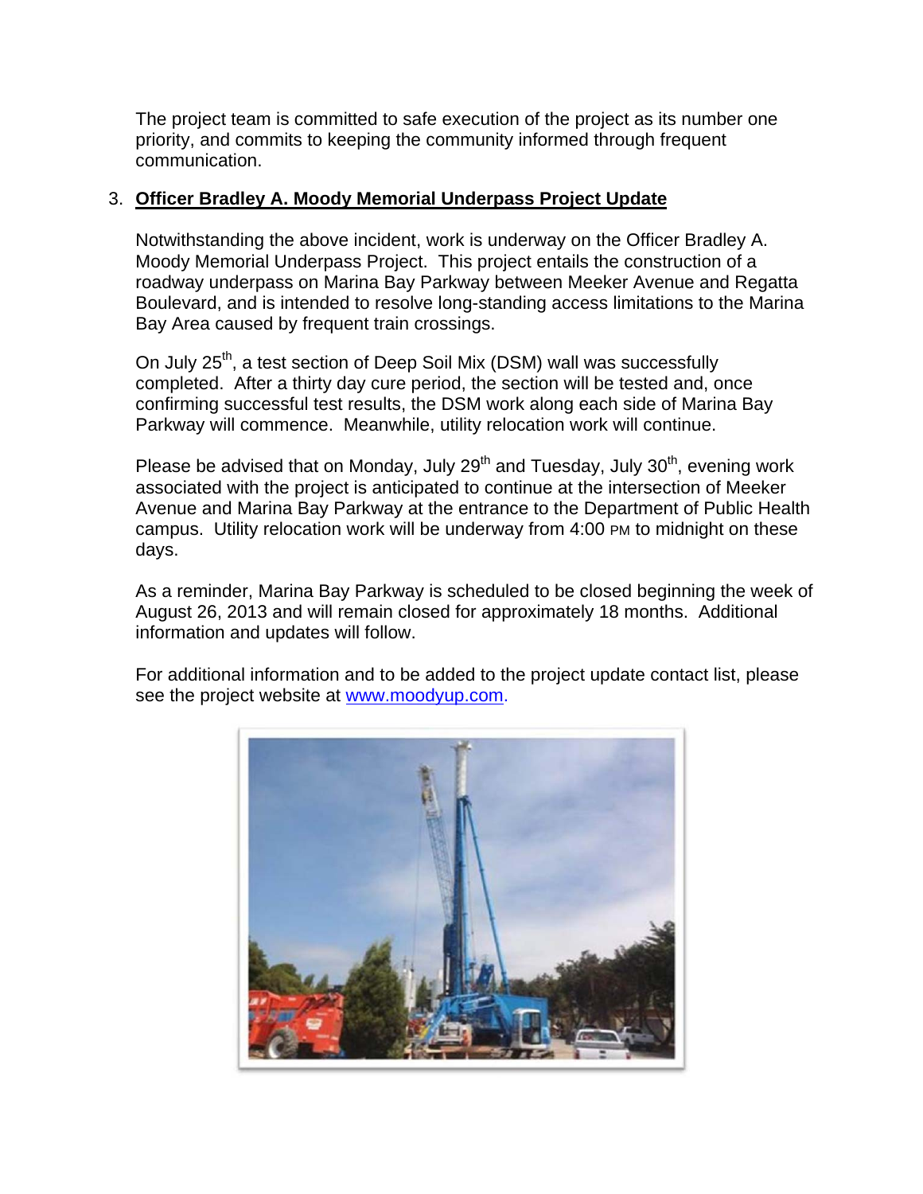The project team is committed to safe execution of the project as its number one priority, and commits to keeping the community informed through frequent communication.

3. **Officer Bradley A. Moody Memorial Underpass Project Update**

   Notwithstanding the above incident, work is underway on the Officer Bradley A. Moody Memorial Underpass Project. This project entails the construction of a roadway underpass on Marina Bay Parkway between Meeker Avenue and Regatta Boulevard, and is intended to resolve long-standing access limitations to the Marina Bay Area caused by frequent train crossings.

   On July 25th, a test section of Deep Soil Mix (DSM) wall was successfully completed. After a thirty day cure period, the section will be tested and, once confirming successful test results, the DSM work along each side of Marina Bay Parkway will commence. Meanwhile, utility relocation work will continue.

   Please be advised that on Monday, July 29th and Tuesday, July 30th, evening work associated with the project is anticipated to continue at the intersection of Meeker Avenue and Marina Bay Parkway at the entrance to the Department of Public Health campus. Utility relocation work will be underway from 4:00 PM to midnight on these days.

   As a reminder, Marina Bay Parkway is scheduled to be closed beginning the week of August 26, 2013 and will remain closed for approximately 18 months. Additional information and updates will follow.

   For additional information and to be added to the project update contact list, please see the project website at www.moodyup.com.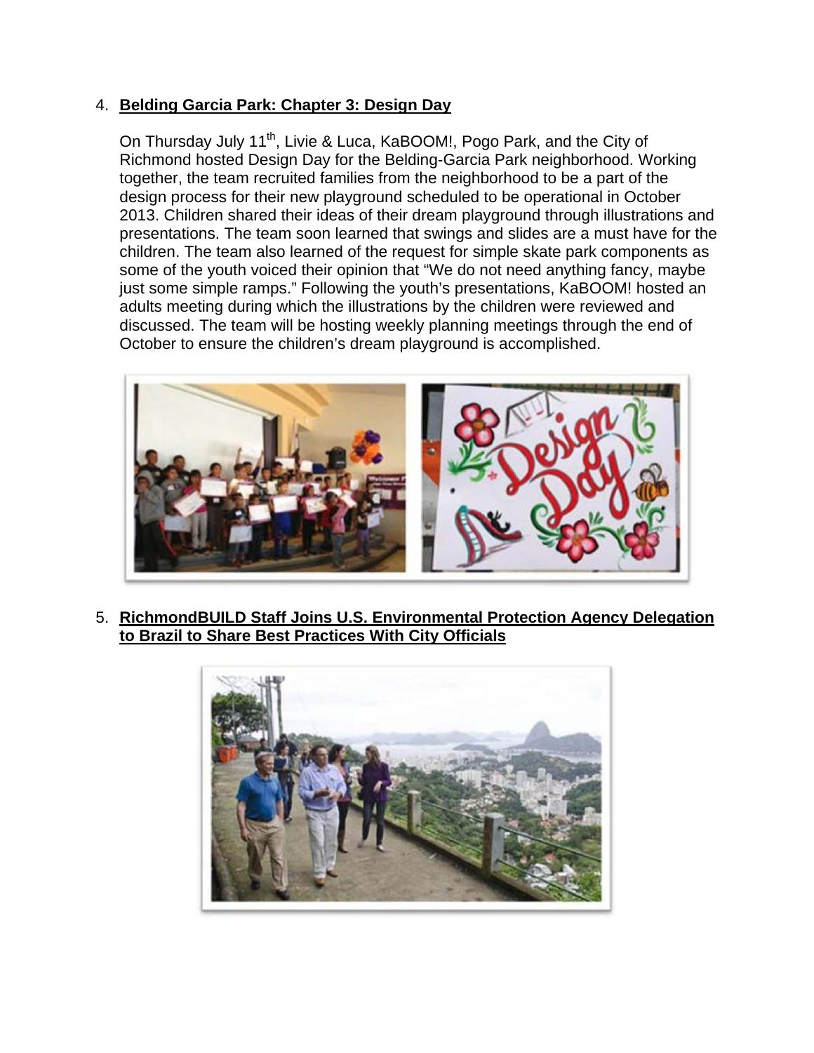4. **Belding Garcia Park: Chapter 3: Design Day**

   On Thursday July 11th, Livie & Luca, KaBOOM!, Pogo Park, and the City of Richmond hosted Design Day for the Belding-Garcia Park neighborhood. Working together, the team recruited families from the neighborhood to be a part of the design process for their new playground scheduled to be operational in October 2013. Children shared their ideas of their dream playground through illustrations and presentations. The team soon learned that swings and slides are a must have for the children. The team also learned of the request for simple skate park components as some of the youth voiced their opinion that "We do not need anything fancy, maybe just some simple ramps." Following the youth's presentations, KaBOOM! hosted an adults meeting during which the illustrations by the children were reviewed and discussed. The team will be hosting weekly planning meetings through the end of October to ensure the children's dream playground is accomplished.

5. **RichmondBUILD Staff Joins U.S. Environmental Protection Agency Delegation to Brazil to Share Best Practices With City Officials**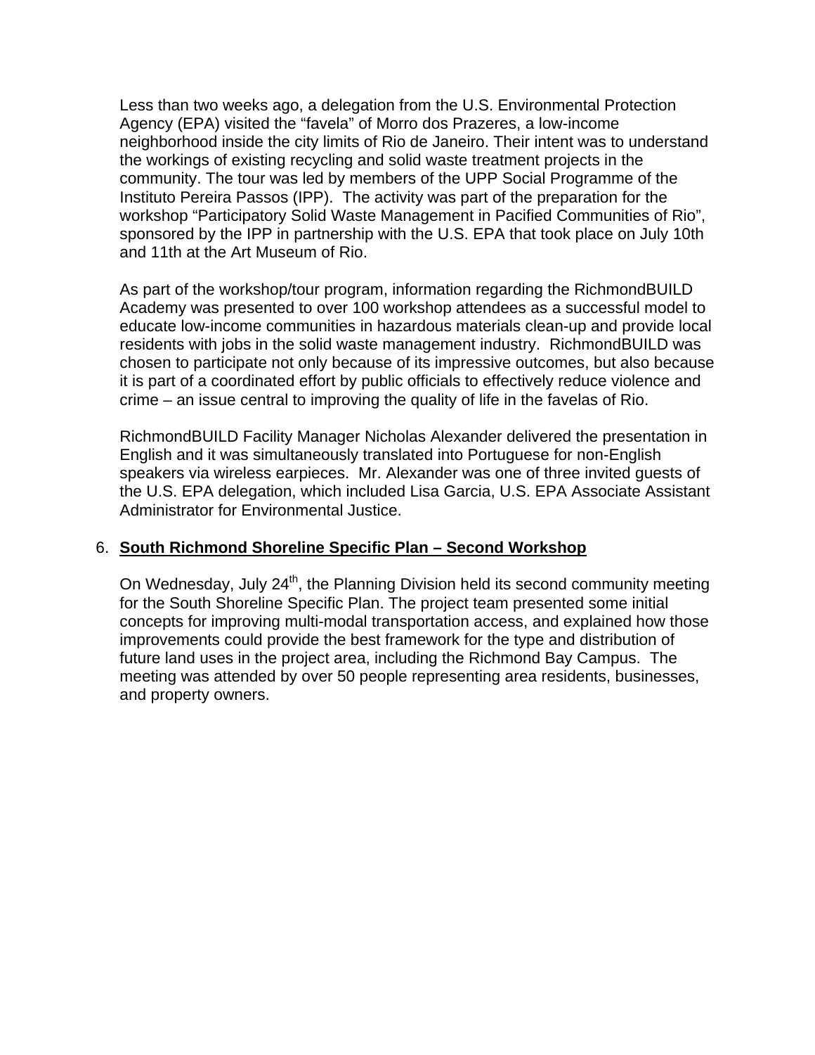Less than two weeks ago, a delegation from the U.S. Environmental Protection Agency (EPA) visited the "favela" of Morro dos Prazeres, a low-income neighborhood inside the city limits of Rio de Janeiro. Their intent was to understand the workings of existing recycling and solid waste treatment projects in the community. The tour was led by members of the UPP Social Programme of the Instituto Pereira Passos (IPP). The activity was part of the preparation for the workshop "Participatory Solid Waste Management in Pacified Communities of Rio", sponsored by the IPP in partnership with the U.S. EPA that took place on July 10th and 11th at the Art Museum of Rio.

As part of the workshop/tour program, information regarding the RichmondBUILD Academy was presented to over 100 workshop attendees as a successful model to educate low-income communities in hazardous materials clean-up and provide local residents with jobs in the solid waste management industry. RichmondBUILD was chosen to participate not only because of its impressive outcomes, but also because it is part of a coordinated effort by public officials to effectively reduce violence and crime – an issue central to improving the quality of life in the favelas of Rio.

RichmondBUILD Facility Manager Nicholas Alexander delivered the presentation in English and it was simultaneously translated into Portuguese for non-English speakers via wireless earpieces. Mr. Alexander was one of three invited guests of the U.S. EPA delegation, which included Lisa Garcia, U.S. EPA Associate Assistant Administrator for Environmental Justice.

6. **South Richmond Shoreline Specific Plan – Second Workshop**

On Wednesday, July 24th, the Planning Division held its second community meeting for the South Shoreline Specific Plan. The project team presented some initial concepts for improving multi-modal transportation access, and explained how those improvements could provide the best framework for the type and distribution of future land uses in the project area, including the Richmond Bay Campus. The meeting was attended by over 50 people representing area residents, businesses, and property owners.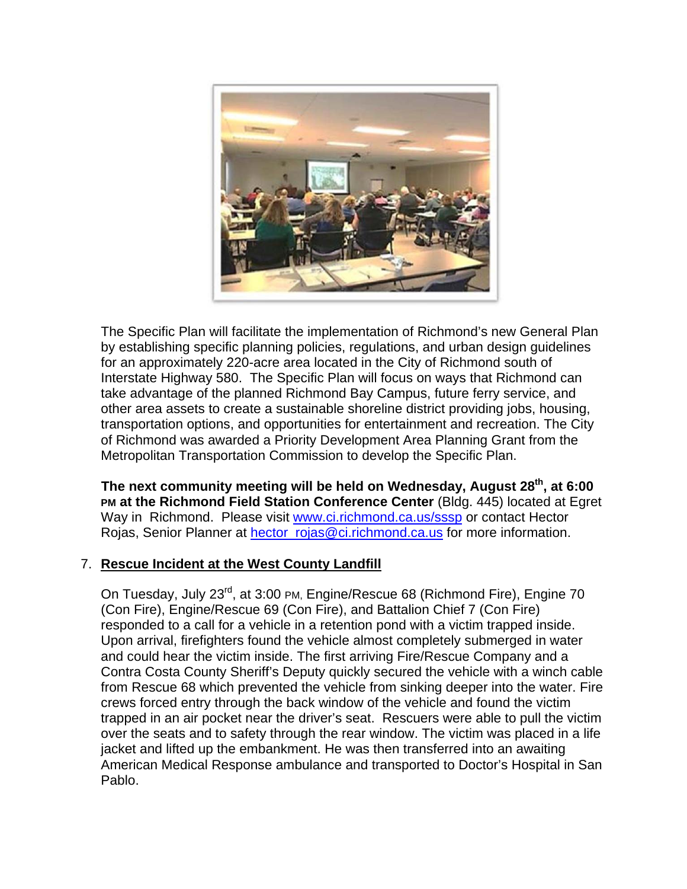The Specific Plan will facilitate the implementation of Richmond's new General Plan by establishing specific planning policies, regulations, and urban design guidelines for an approximately 220-acre area located in the City of Richmond south of Interstate Highway 580. The Specific Plan will focus on ways that Richmond can take advantage of the planned Richmond Bay Campus, future ferry service, and other area assets to create a sustainable shoreline district providing jobs, housing, transportation options, and opportunities for entertainment and recreation. The City of Richmond was awarded a Priority Development Area Planning Grant from the Metropolitan Transportation Commission to develop the Specific Plan.

**The next community meeting will be held on Wednesday, August 28th, at 6:00 PM at the Richmond Field Station Conference Center** (Bldg. 445) located at Egret Way in Richmond. Please visit [www.ci.richmond.ca.us/sssp](www.ci.richmond.ca.us/sssp) or contact Hector Rojas, Senior Planner at [hector_rojas@ci.richmond.ca.us](mailto:hector_rojas@ci.richmond.ca.us) for more information.

7. **Rescue Incident at the West County Landfill**

On Tuesday, July 23rd, at 3:00 PM, Engine/Rescue 68 (Richmond Fire), Engine 70 (Con Fire), Engine/Rescue 69 (Con Fire), and Battalion Chief 7 (Con Fire) responded to a call for a vehicle in a retention pond with a victim trapped inside. Upon arrival, firefighters found the vehicle almost completely submerged in water and could hear the victim inside. The first arriving Fire/Rescue Company and a Contra Costa County Sheriff's Deputy quickly secured the vehicle with a winch cable from Rescue 68 which prevented the vehicle from sinking deeper into the water. Fire crews forced entry through the back window of the vehicle and found the victim trapped in an air pocket near the driver's seat. Rescuers were able to pull the victim over the seats and to safety through the rear window. The victim was placed in a life jacket and lifted up the embankment. He was then transferred into an awaiting American Medical Response ambulance and transported to Doctor's Hospital in San Pablo.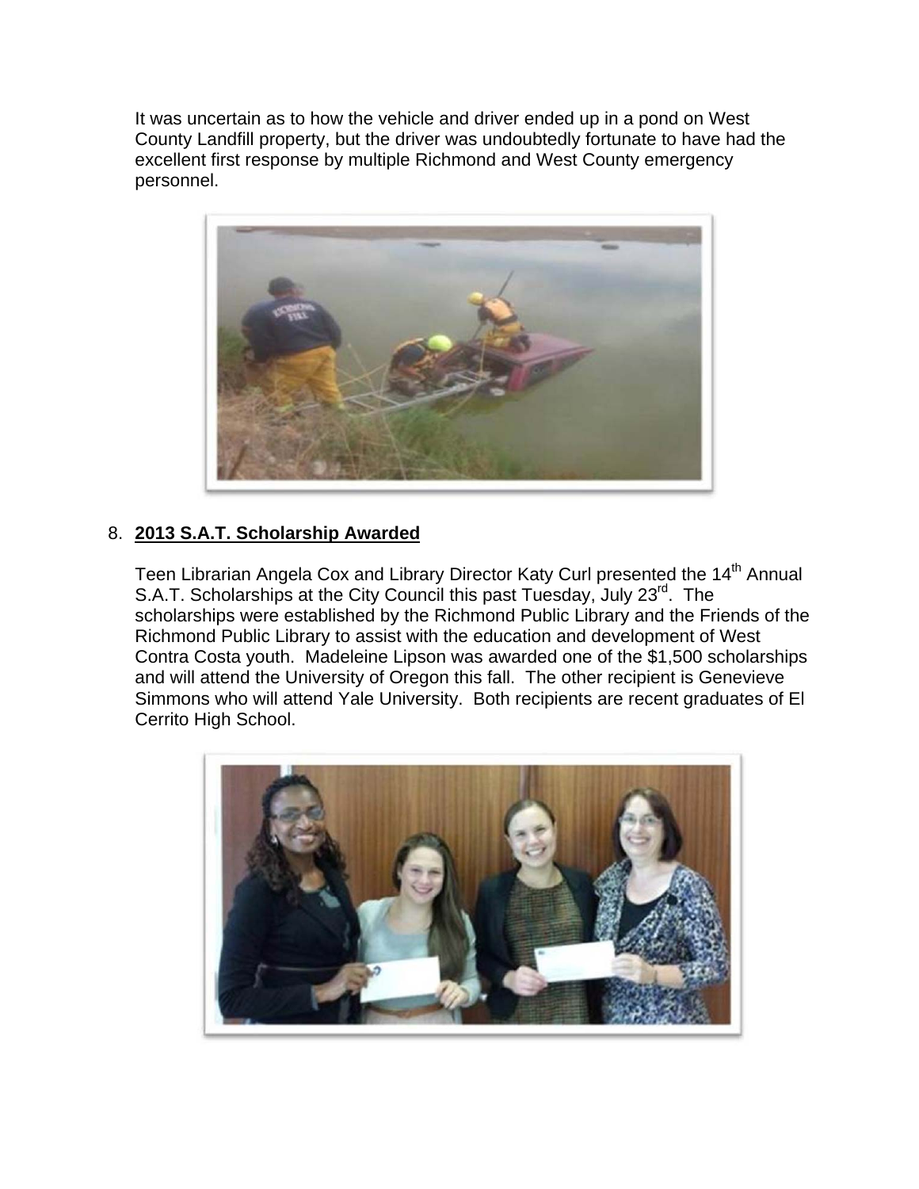It was uncertain as to how the vehicle and driver ended up in a pond on West County Landfill property, but the driver was undoubtedly fortunate to have had the excellent first response by multiple Richmond and West County emergency personnel.

8. **2013 S.A.T. Scholarship Awarded**

Teen Librarian Angela Cox and Library Director Katy Curl presented the 14th Annual S.A.T. Scholarships at the City Council this past Tuesday, July 23rd. The scholarships were established by the Richmond Public Library and the Friends of the Richmond Public Library to assist with the education and development of West Contra Costa youth. Madeleine Lipson was awarded one of the $1,500 scholarships and will attend the University of Oregon this fall. The other recipient is Genevieve Simmons who will attend Yale University. Both recipients are recent graduates of El Cerrito High School.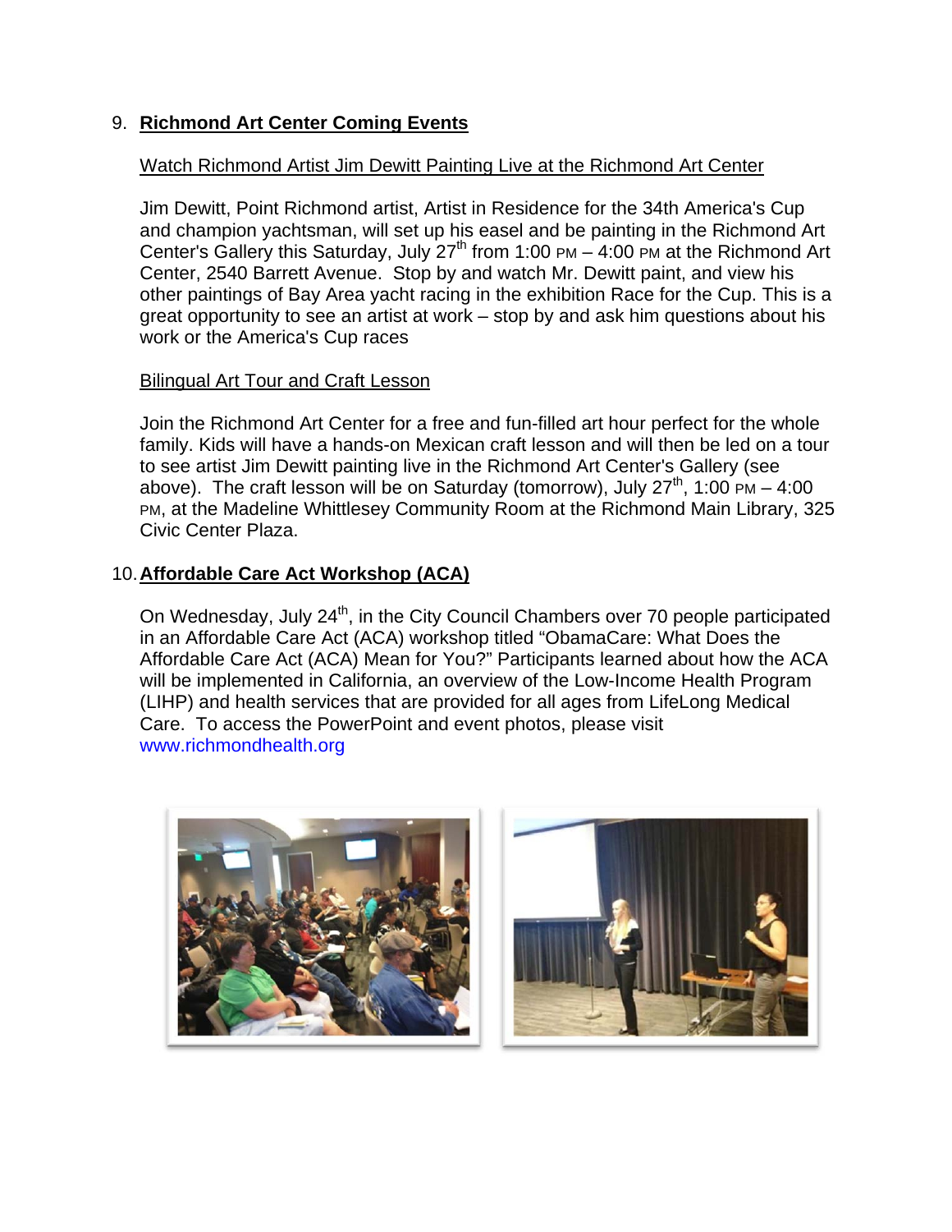9. **Richmond Art Center Coming Events**

   Watch Richmond Artist Jim Dewitt Painting Live at the Richmond Art Center

   Jim Dewitt, Point Richmond artist, Artist in Residence for the 34th America's Cup and champion yachtsman, will set up his easel and be painting in the Richmond Art Center's Gallery this Saturday, July 27th from 1:00 PM – 4:00 PM at the Richmond Art Center, 2540 Barrett Avenue. Stop by and watch Mr. Dewitt paint, and view his other paintings of Bay Area yacht racing in the exhibition Race for the Cup. This is a great opportunity to see an artist at work – stop by and ask him questions about his work or the America's Cup races

   Bilingual Art Tour and Craft Lesson

   Join the Richmond Art Center for a free and fun-filled art hour perfect for the whole family. Kids will have a hands-on Mexican craft lesson and will then be led on a tour to see artist Jim Dewitt painting live in the Richmond Art Center's Gallery (see above). The craft lesson will be on Saturday (tomorrow), July 27th, 1:00 PM – 4:00 PM, at the Madeline Whittlesey Community Room at the Richmond Main Library, 325 Civic Center Plaza.

10. **Affordable Care Act Workshop (ACA)**

    On Wednesday, July 24th, in the City Council Chambers over 70 people participated in an Affordable Care Act (ACA) workshop titled "ObamaCare: What Does the Affordable Care Act (ACA) Mean for You?" Participants learned about how the ACA will be implemented in California, an overview of the Low-Income Health Program (LIHP) and health services that are provided for all ages from LifeLong Medical Care. To access the PowerPoint and event photos, please visit www.richmondhealth.org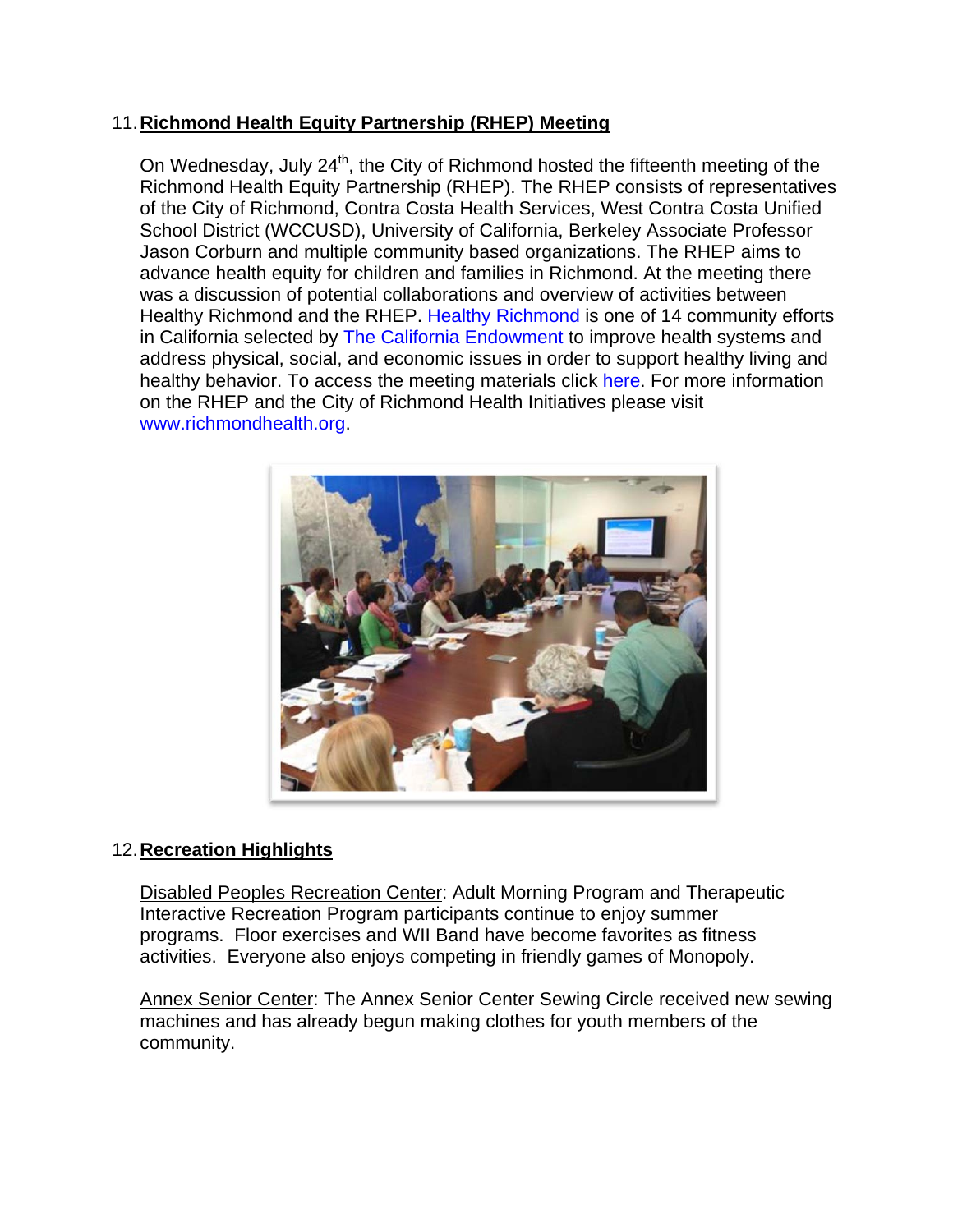11. **Richmond Health Equity Partnership (RHEP) Meeting**

On Wednesday, July 24th, the City of Richmond hosted the fifteenth meeting of the Richmond Health Equity Partnership (RHEP). The RHEP consists of representatives of the City of Richmond, Contra Costa Health Services, West Contra Costa Unified School District (WCCUSD), University of California, Berkeley Associate Professor Jason Corburn and multiple community based organizations. The RHEP aims to advance health equity for children and families in Richmond. At the meeting there was a discussion of potential collaborations and overview of activities between Healthy Richmond and the RHEP. Healthy Richmond is one of 14 community efforts in California selected by The California Endowment to improve health systems and address physical, social, and economic issues in order to support healthy living and healthy behavior. To access the meeting materials click here. For more information on the RHEP and the City of Richmond Health Initiatives please visit www.richmondhealth.org.

12. **Recreation Highlights**

Disabled Peoples Recreation Center: Adult Morning Program and Therapeutic Interactive Recreation Program participants continue to enjoy summer programs. Floor exercises and WII Band have become favorites as fitness activities. Everyone also enjoys competing in friendly games of Monopoly.

Annex Senior Center: The Annex Senior Center Sewing Circle received new sewing machines and has already begun making clothes for youth members of the community.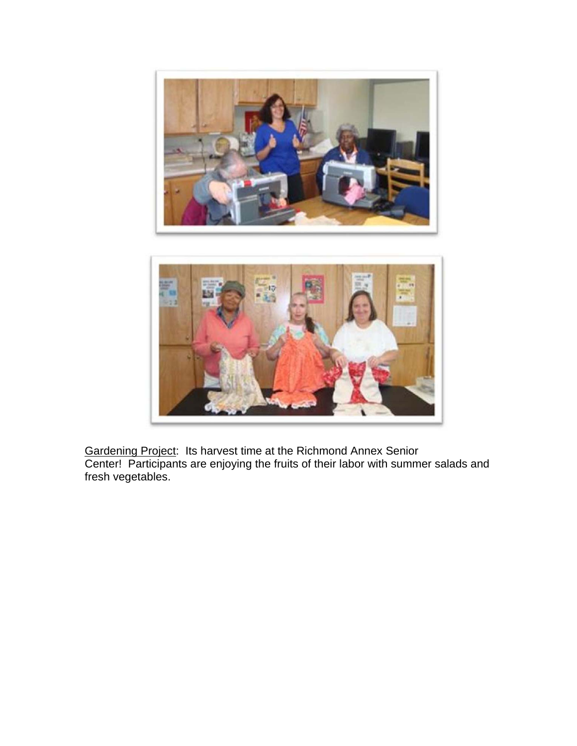<u>Gardening Project</u>: Its harvest time at the Richmond Annex Senior Center! Participants are enjoying the fruits of their labor with summer salads and fresh vegetables.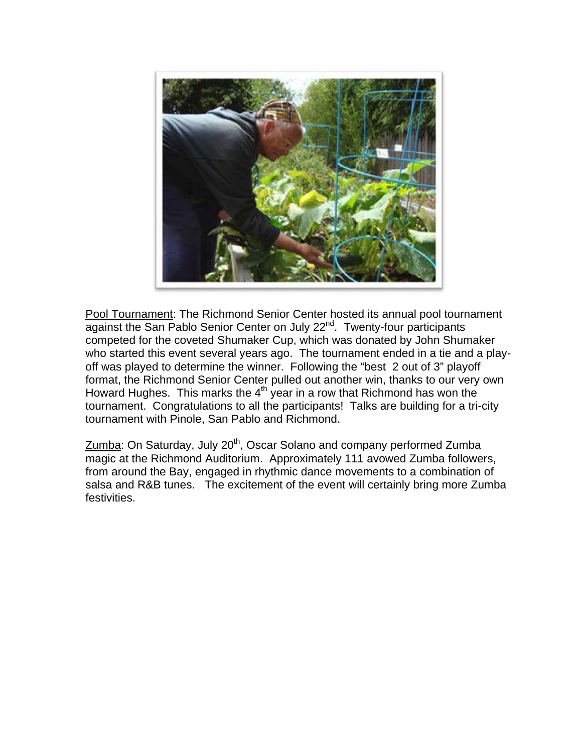<u>Pool Tournament</u>: The Richmond Senior Center hosted its annual pool tournament against the San Pablo Senior Center on July 22nd. Twenty-four participants competed for the coveted Shumaker Cup, which was donated by John Shumaker who started this event several years ago. The tournament ended in a tie and a play-off was played to determine the winner. Following the "best 2 out of 3" playoff format, the Richmond Senior Center pulled out another win, thanks to our very own Howard Hughes. This marks the 4th year in a row that Richmond has won the tournament. Congratulations to all the participants! Talks are building for a tri-city tournament with Pinole, San Pablo and Richmond.

<u>Zumba</u>: On Saturday, July 20th, Oscar Solano and company performed Zumba magic at the Richmond Auditorium. Approximately 111 avowed Zumba followers, from around the Bay, engaged in rhythmic dance movements to a combination of salsa and R&B tunes. The excitement of the event will certainly bring more Zumba festivities.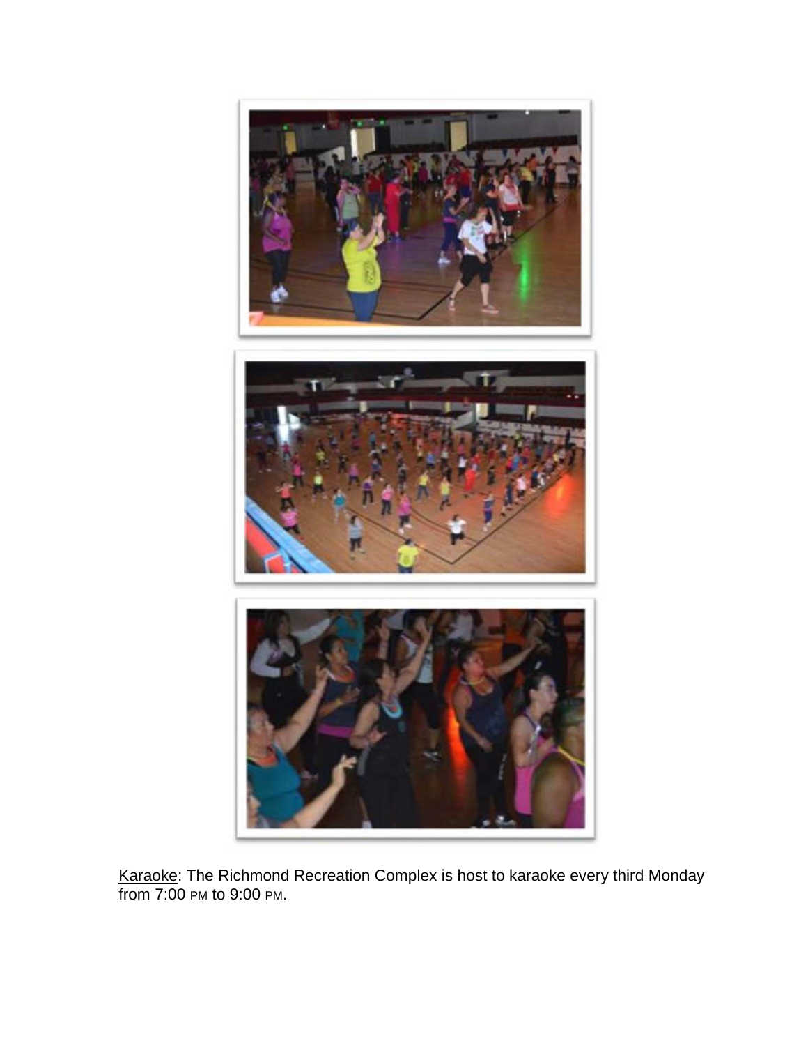<u>Karaoke</u>: The Richmond Recreation Complex is host to karaoke every third Monday from 7:00 PM to 9:00 PM.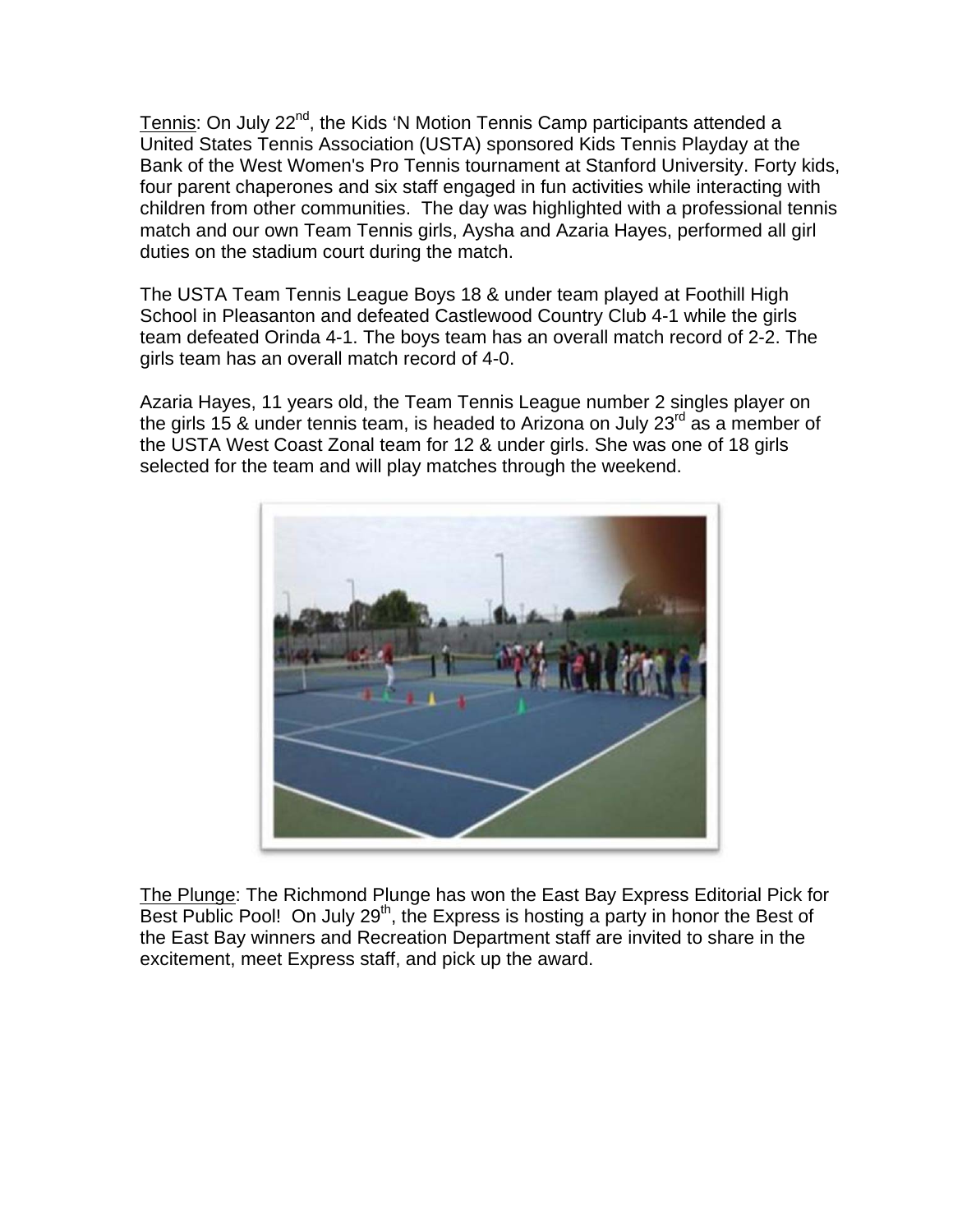Tennis: On July 22nd, the Kids 'N Motion Tennis Camp participants attended a United States Tennis Association (USTA) sponsored Kids Tennis Playday at the Bank of the West Women's Pro Tennis tournament at Stanford University. Forty kids, four parent chaperones and six staff engaged in fun activities while interacting with children from other communities. The day was highlighted with a professional tennis match and our own Team Tennis girls, Aysha and Azaria Hayes, performed all girl duties on the stadium court during the match.

The USTA Team Tennis League Boys 18 & under team played at Foothill High School in Pleasanton and defeated Castlewood Country Club 4-1 while the girls team defeated Orinda 4-1. The boys team has an overall match record of 2-2. The girls team has an overall match record of 4-0.

Azaria Hayes, 11 years old, the Team Tennis League number 2 singles player on the girls 15 & under tennis team, is headed to Arizona on July 23rd as a member of the USTA West Coast Zonal team for 12 & under girls. She was one of 18 girls selected for the team and will play matches through the weekend.

The Plunge: The Richmond Plunge has won the East Bay Express Editorial Pick for Best Public Pool! On July 29th, the Express is hosting a party in honor the Best of the East Bay winners and Recreation Department staff are invited to share in the excitement, meet Express staff, and pick up the award.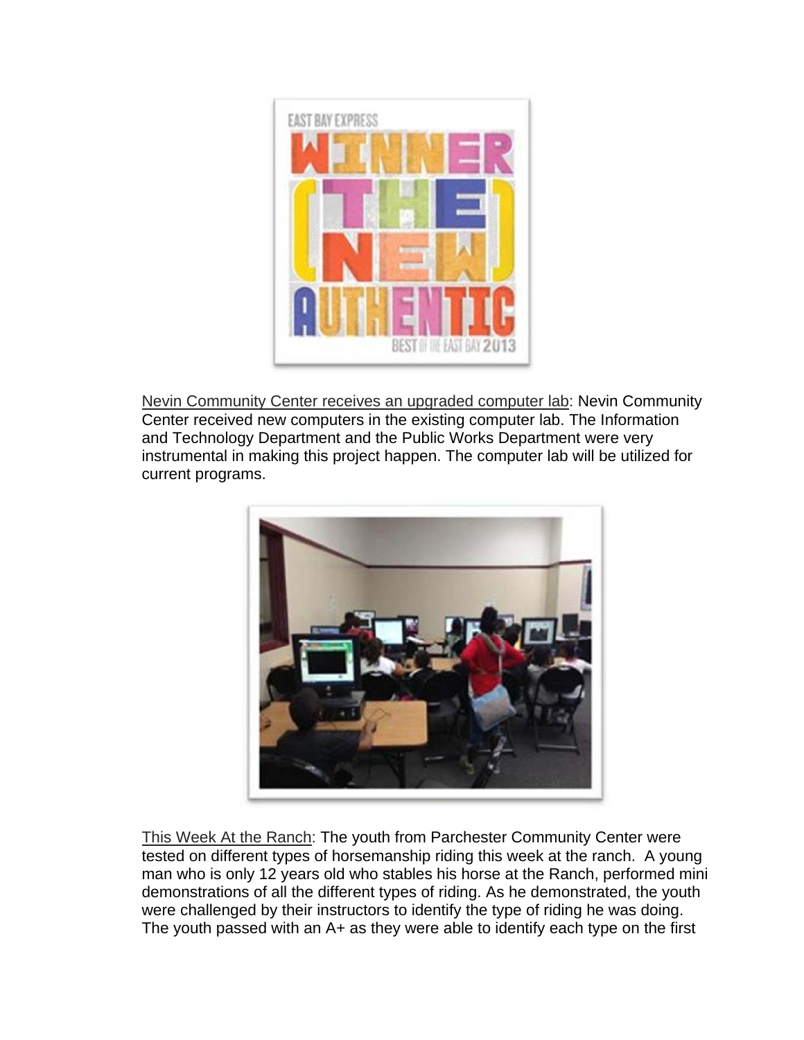Nevin Community Center receives an upgraded computer lab: Nevin Community Center received new computers in the existing computer lab. The Information and Technology Department and the Public Works Department were very instrumental in making this project happen. The computer lab will be utilized for current programs.

This Week At the Ranch: The youth from Parchester Community Center were tested on different types of horsemanship riding this week at the ranch. A young man who is only 12 years old who stables his horse at the Ranch, performed mini demonstrations of all the different types of riding. As he demonstrated, the youth were challenged by their instructors to identify the type of riding he was doing. The youth passed with an A+ as they were able to identify each type on the first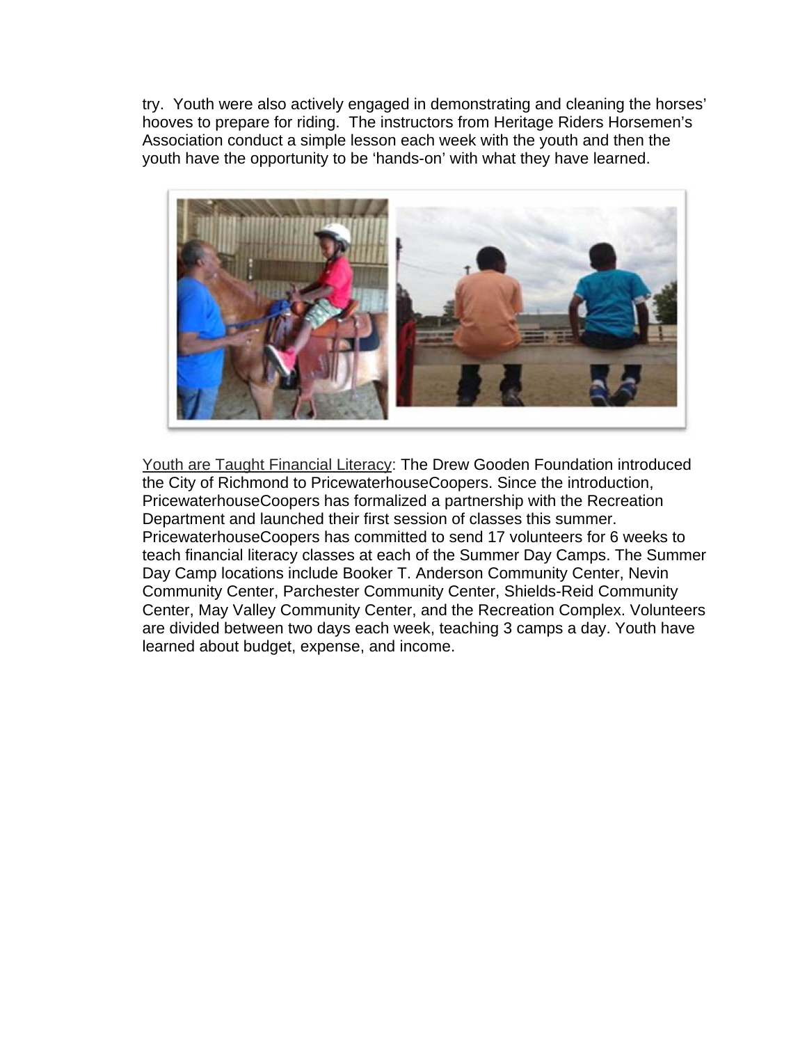try. Youth were also actively engaged in demonstrating and cleaning the horses' hooves to prepare for riding. The instructors from Heritage Riders Horsemen's Association conduct a simple lesson each week with the youth and then the youth have the opportunity to be 'hands-on' with what they have learned.

Youth are Taught Financial Literacy: The Drew Gooden Foundation introduced the City of Richmond to PricewaterhouseCoopers. Since the introduction, PricewaterhouseCoopers has formalized a partnership with the Recreation Department and launched their first session of classes this summer. PricewaterhouseCoopers has committed to send 17 volunteers for 6 weeks to teach financial literacy classes at each of the Summer Day Camps. The Summer Day Camp locations include Booker T. Anderson Community Center, Nevin Community Center, Parchester Community Center, Shields-Reid Community Center, May Valley Community Center, and the Recreation Complex. Volunteers are divided between two days each week, teaching 3 camps a day. Youth have learned about budget, expense, and income.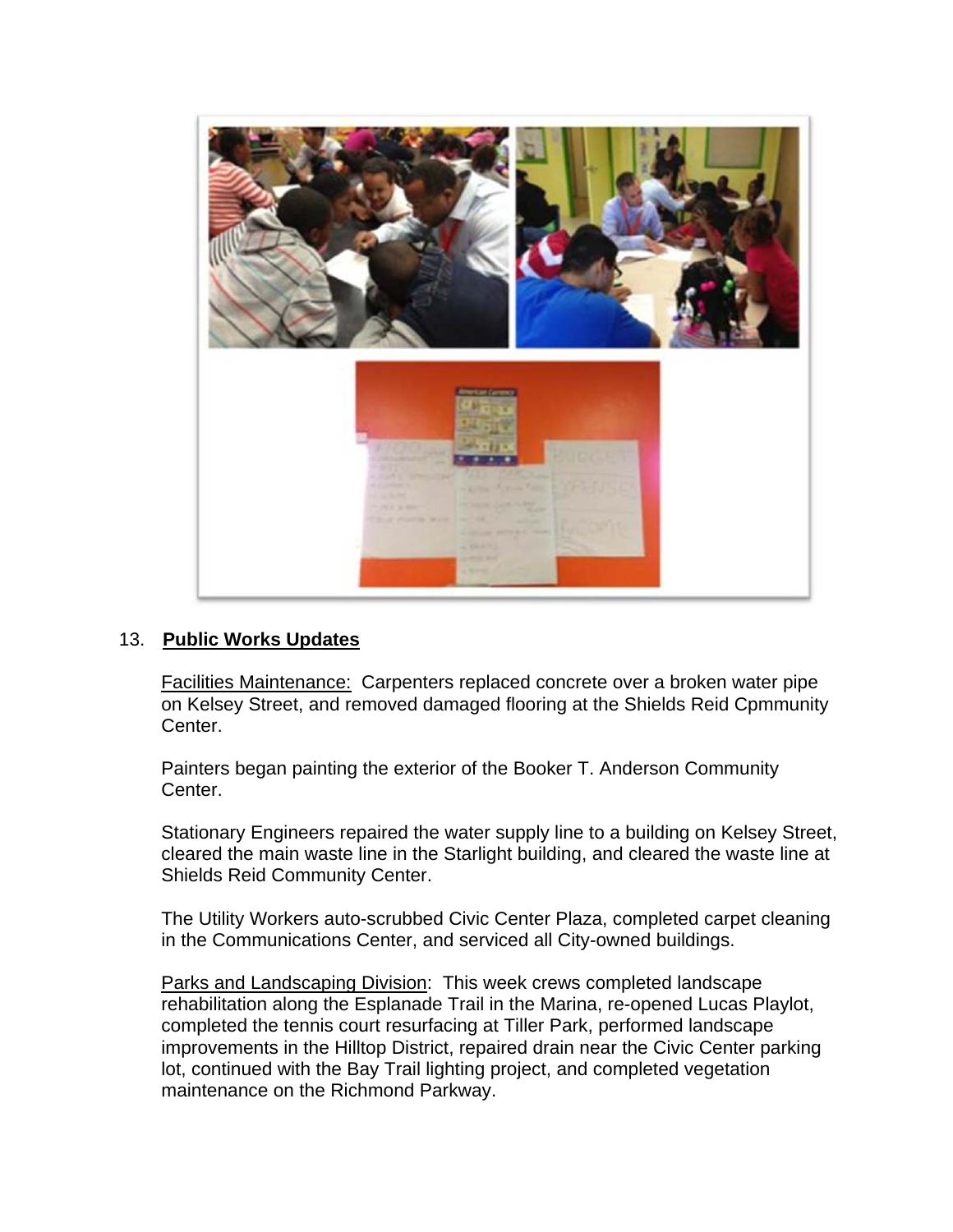13. **Public Works Updates**

Facilities Maintenance: Carpenters replaced concrete over a broken water pipe on Kelsey Street, and removed damaged flooring at the Shields Reid Cpmmunity Center.

Painters began painting the exterior of the Booker T. Anderson Community Center.

Stationary Engineers repaired the water supply line to a building on Kelsey Street, cleared the main waste line in the Starlight building, and cleared the waste line at Shields Reid Community Center.

The Utility Workers auto-scrubbed Civic Center Plaza, completed carpet cleaning in the Communications Center, and serviced all City-owned buildings.

Parks and Landscaping Division: This week crews completed landscape rehabilitation along the Esplanade Trail in the Marina, re-opened Lucas Playlot, completed the tennis court resurfacing at Tiller Park, performed landscape improvements in the Hilltop District, repaired drain near the Civic Center parking lot, continued with the Bay Trail lighting project, and completed vegetation maintenance on the Richmond Parkway.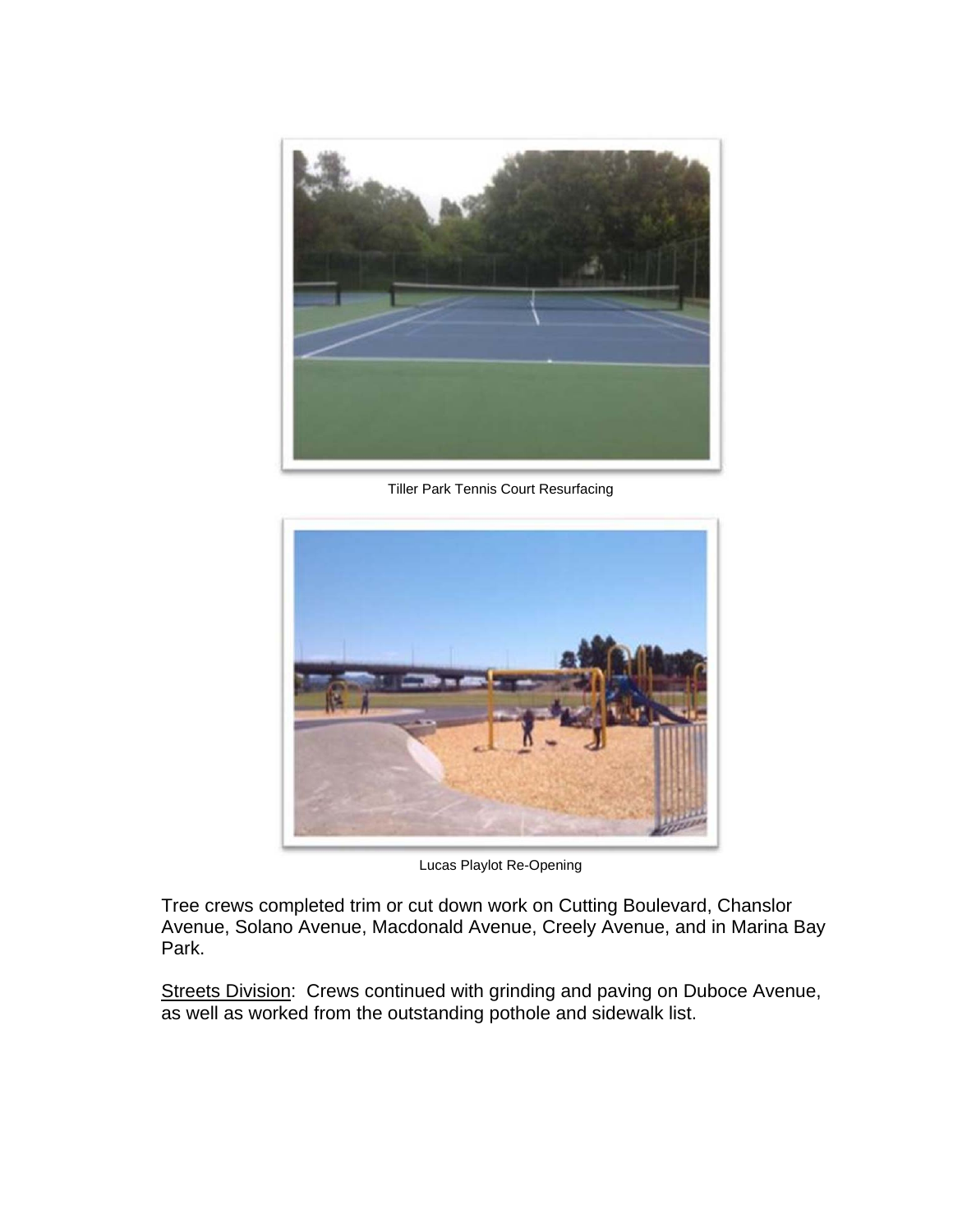Tiller Park Tennis Court Resurfacing

Lucas Playlot Re-Opening

Tree crews completed trim or cut down work on Cutting Boulevard, Chanslor Avenue, Solano Avenue, Macdonald Avenue, Creely Avenue, and in Marina Bay Park.

Streets Division: Crews continued with grinding and paving on Duboce Avenue, as well as worked from the outstanding pothole and sidewalk list.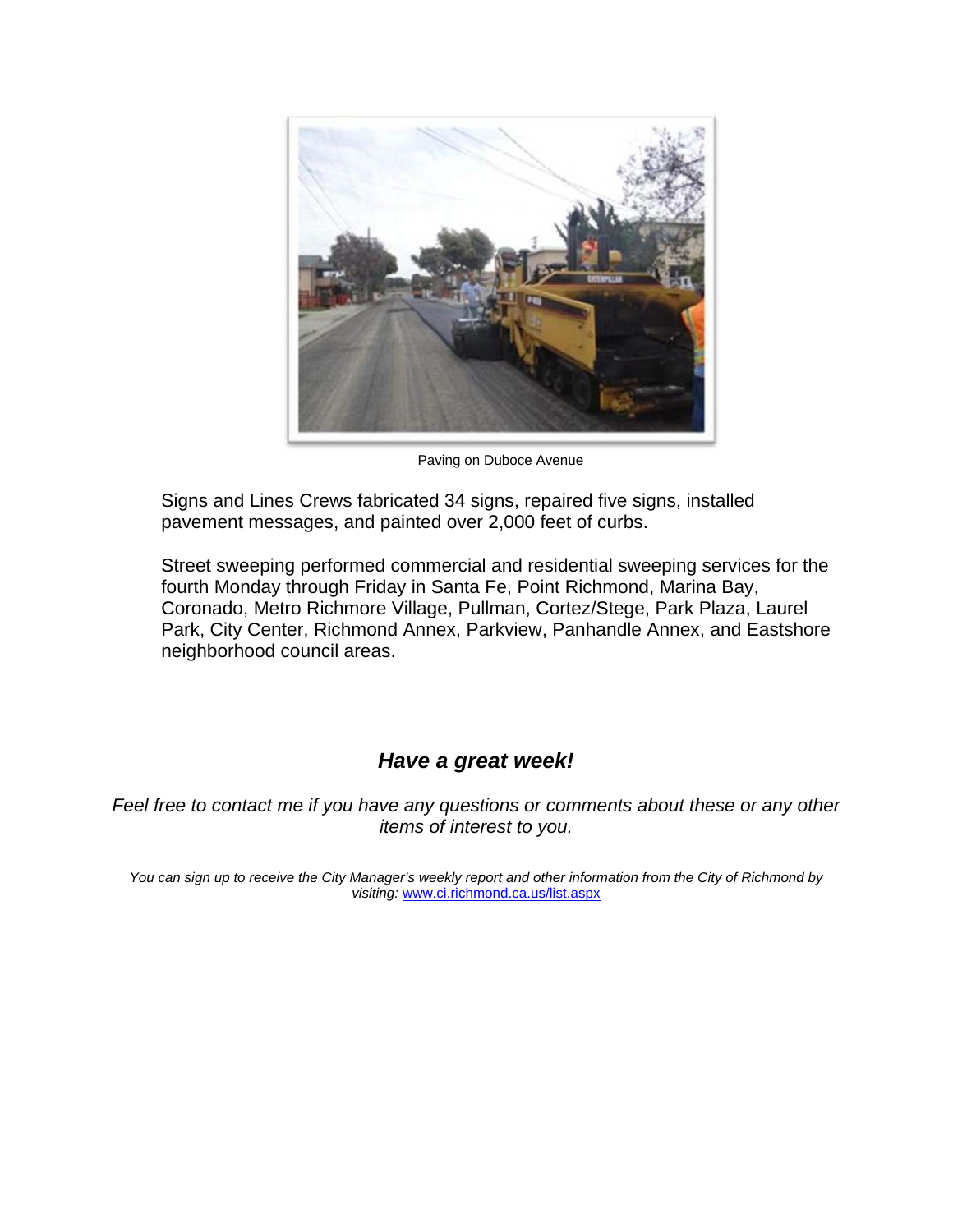Paving on Duboce Avenue

Signs and Lines Crews fabricated 34 signs, repaired five signs, installed pavement messages, and painted over 2,000 feet of curbs.

Street sweeping performed commercial and residential sweeping services for the fourth Monday through Friday in Santa Fe, Point Richmond, Marina Bay, Coronado, Metro Richmore Village, Pullman, Cortez/Stege, Park Plaza, Laurel Park, City Center, Richmond Annex, Parkview, Panhandle Annex, and Eastshore neighborhood council areas.

## ***Have a great week!***

*Feel free to contact me if you have any questions or comments about these or any other items of interest to you.*

*You can sign up to receive the City Manager's weekly report and other information from the City of Richmond by visiting:* [www.ci.richmond.ca.us/list.aspx](www.ci.richmond.ca.us/list.aspx)